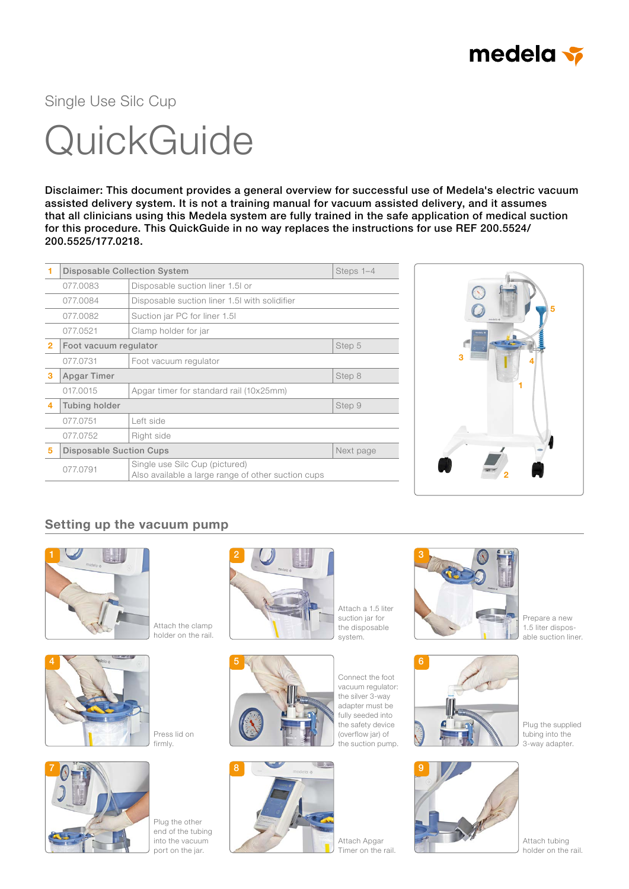Single Use Silc Cup

# QuickGuide

**Disclaimer: This document provides a general overview for successful use of Medela's electric vacuum assisted delivery system. It is not a training manual for vacuum assisted delivery, and it assumes that all clinicians using this Medela system are fully trained in the safe application of medical suction for this procedure. This QuickGuide in no way replaces the instructions for use REF 200.5524/ 200.5525/177.0218.**

| | | | |
|---|---|---|---|
| 1 | Disposable Collection System | | Steps 1–4 |
| | 077.0083 | Disposable suction liner 1.5l or | |
| | 077.0084 | Disposable suction liner 1.5l with solidifier | |
| | 077.0082 | Suction jar PC for liner 1.5l | |
| | 077.0521 | Clamp holder for jar | |
| 2 | Foot vacuum regulator | | Step 5 |
| | 077.0731 | Foot vacuum regulator | |
| 3 | Apgar Timer | | Step 8 |
| | 017.0015 | Apgar timer for standard rail (10x25mm) | |
| 4 | Tubing holder | | Step 9 |
| | 077.0751 | Left side | |
| | 077.0752 | Right side | |
| 5 | Disposable Suction Cups | | Next page |
| | 077.0791 | Single use Silc Cup (pictured)<br>Also available a large range of other suction cups | |

## Setting up the vacuum pump

1. Attach the clamp holder on the rail.
2. Attach a 1.5 liter suction jar for the disposable system.
3. Prepare a new 1.5 liter disposable suction liner.
4. Press lid on firmly.
5. Connect the foot vacuum regulator: the silver 3-way adapter must be fully seeded into the safety device (overflow jar) of the suction pump.
6. Plug the supplied tubing into the 3-way adapter.
7. Plug the other end of the tubing into the vacuum port on the jar.
8. Attach Apgar Timer on the rail.
9. Attach tubing holder on the rail.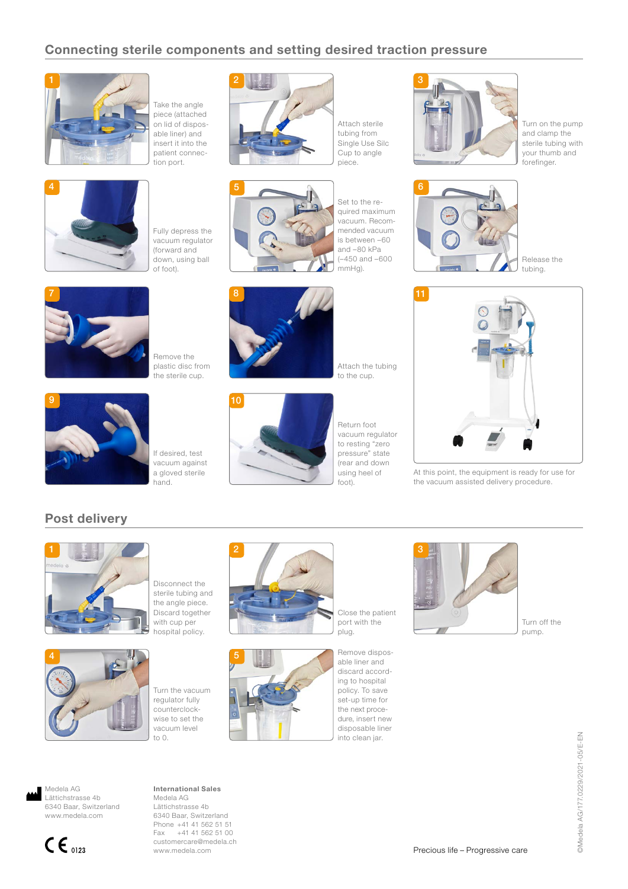## Connecting sterile components and setting desired traction pressure

1 Take the angle piece (attached on lid of disposable liner) and insert it into the patient connection port.

2 Attach sterile tubing from Single Use Silc Cup to angle piece.

3 Turn on the pump and clamp the sterile tubing with your thumb and forefinger.

4 Fully depress the vacuum regulator (forward and down, using ball of foot).

5 Set to the required maximum vacuum. Recommended vacuum is between –60 and –80 kPa (–450 and –600 mmHg).

6 Release the tubing.

7 Remove the plastic disc from the sterile cup.

8 Attach the tubing to the cup.

9 If desired, test vacuum against a gloved sterile hand.

10 Return foot vacuum regulator to resting "zero pressure" state (rear and down using heel of foot).

11 At this point, the equipment is ready for use for the vacuum assisted delivery procedure.

## Post delivery

1 Disconnect the sterile tubing and the angle piece. Discard together with cup per hospital policy.

2 Close the patient port with the plug.

3 Turn off the pump.

4 Turn the vacuum regulator fully counterclockwise to set the vacuum level to 0.

5 Remove disposable liner and discard according to hospital policy. To save set-up time for the next procedure, insert new disposable liner into clean jar.

Medela AG
Lättichstrasse 4b
6340 Baar, Switzerland
www.medela.com

CE 0123

**International Sales**
Medela AG
Lättichstrasse 4b
6340 Baar, Switzerland
Phone +41 41 562 51 51
Fax +41 41 562 51 00
customercare@medela.ch
www.medela.com

Precious life – Progressive care

©Medela AG/177.0229/2021-05/E-EN